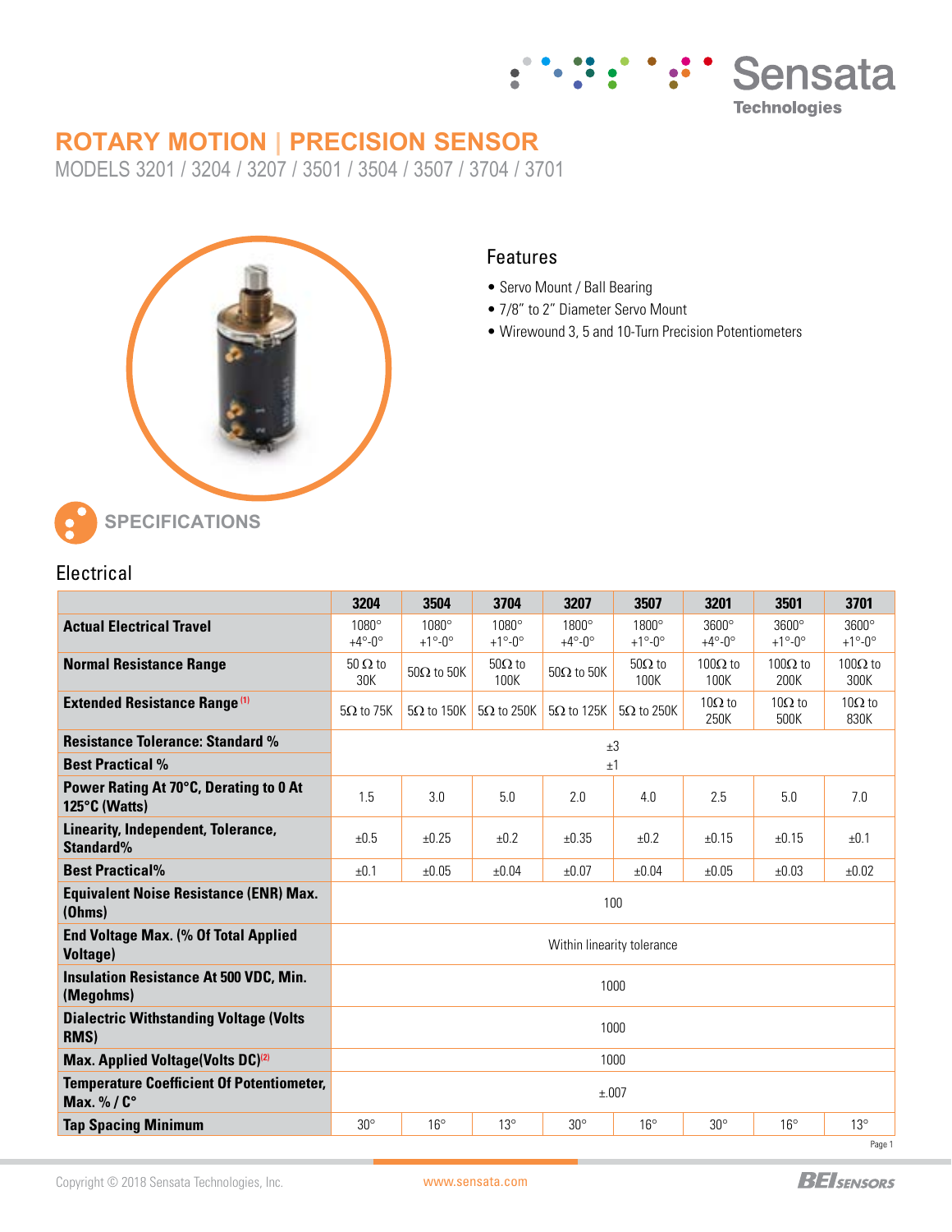# ROTARY MOTION | PRECISION SENSOR

MODELS 3201 / 3204 / 3207 / 3501 / 3504 / 3507 / 3704 / 3701

## Features

- Servo Mount / Ball Bearing
- 7/8" to 2" Diameter Servo Mount
- Wirewound 3, 5 and 10-Turn Precision Potentiometers

## SPECIFICATIONS

### Electrical

| | 3204 | 3504 | 3704 | 3207 | 3507 | 3201 | 3501 | 3701 |
|---|---|---|---|---|---|---|---|---|
| **Actual Electrical Travel** | 1080° +4°-0° | 1080° +1°-0° | 1080° +1°-0° | 1800° +4°-0° | 1800° +1°-0° | 3600° +4°-0° | 3600° +1°-0° | 3600° +1°-0° |
| **Normal Resistance Range** | 50 Ω to 30K | 50Ω to 50K | 50Ω to 100K | 50Ω to 50K | 50Ω to 100K | 100Ω to 100K | 100Ω to 200K | 100Ω to 300K |
| **Extended Resistance Range** [1] | 5Ω to 75K | 5Ω to 150K | 5Ω to 250K | 5Ω to 125K | 5Ω to 250K | 10Ω to 250K | 10Ω to 500K | 10Ω to 830K |
| **Resistance Tolerance: Standard %** | ±3 | | | | | | | |
| **Best Practical %** | ±1 | | | | | | | |
| **Power Rating At 70°C, Derating to 0 At 125°C (Watts)** | 1.5 | 3.0 | 5.0 | 2.0 | 4.0 | 2.5 | 5.0 | 7.0 |
| **Linearity, Independent, Tolerance, Standard%** | ±0.5 | ±0.25 | ±0.2 | ±0.35 | ±0.2 | ±0.15 | ±0.15 | ±0.1 |
| **Best Practical%** | ±0.1 | ±0.05 | ±0.04 | ±0.07 | ±0.04 | ±0.05 | ±0.03 | ±0.02 |
| **Equivalent Noise Resistance (ENR) Max. (Ohms)** | 100 | | | | | | | |
| **End Voltage Max. (% Of Total Applied Voltage)** | Within linearity tolerance | | | | | | | |
| **Insulation Resistance At 500 VDC, Min. (Megohms)** | 1000 | | | | | | | |
| **Dialectric Withstanding Voltage (Volts RMS)** | 1000 | | | | | | | |
| **Max. Applied Voltage(Volts DC)** [2] | 1000 | | | | | | | |
| **Temperature Coefficient Of Potentiometer, Max. % / C°** | ±.007 | | | | | | | |
| **Tap Spacing Minimum** | 30° | 16° | 13° | 30° | 16° | 30° | 16° | 13° |

Copyright © 2018 Sensata Technologies, Inc. www.sensata.com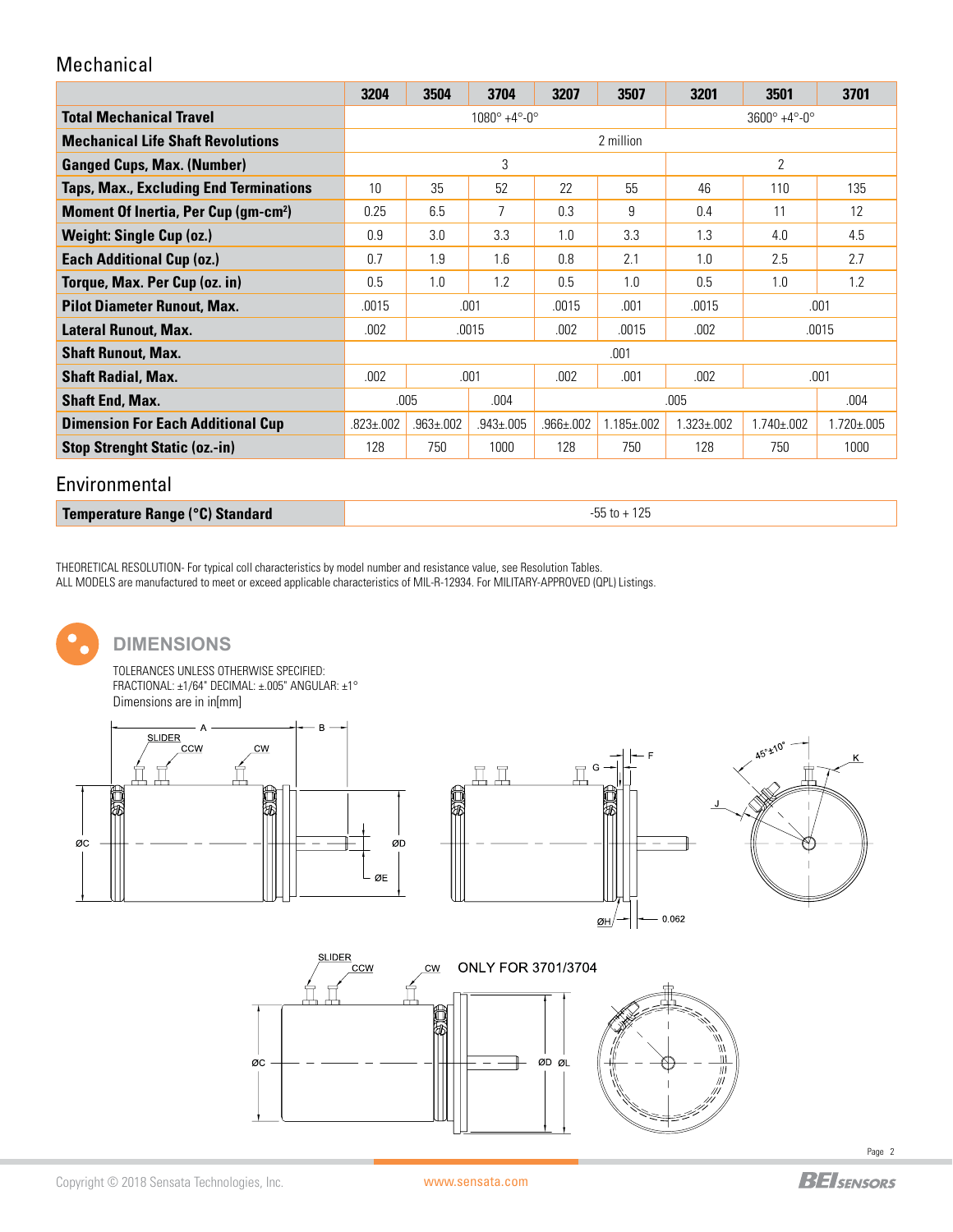## Mechanical

| | 3204 | 3504 | 3704 | 3207 | 3507 | 3201 | 3501 | 3701 |
|---|---|---|---|---|---|---|---|---|
| **Total Mechanical Travel** | 1080° +4°-0° | | | | | 3600° +4°-0° | | |
| **Mechanical Life Shaft Revolutions** | 2 million | | | | | | | |
| **Ganged Cups, Max. (Number)** | 3 | | | | | 2 | | |
| **Taps, Max., Excluding End Terminations** | 10 | 35 | 52 | 22 | 55 | 46 | 110 | 135 |
| **Moment Of Inertia, Per Cup (gm-cm²)** | 0.25 | 6.5 | 7 | 0.3 | 9 | 0.4 | 11 | 12 |
| **Weight: Single Cup (oz.)** | 0.9 | 3.0 | 3.3 | 1.0 | 3.3 | 1.3 | 4.0 | 4.5 |
| **Each Additional Cup (oz.)** | 0.7 | 1.9 | 1.6 | 0.8 | 2.1 | 1.0 | 2.5 | 2.7 |
| **Torque, Max. Per Cup (oz. in)** | 0.5 | 1.0 | 1.2 | 0.5 | 1.0 | 0.5 | 1.0 | 1.2 |
| **Pilot Diameter Runout, Max.** | .0015 | .001 | | .0015 | .001 | .0015 | .001 | |
| **Lateral Runout, Max.** | .002 | .0015 | | .002 | .0015 | .002 | .0015 | |
| **Shaft Runout, Max.** | .001 | | | | | | | |
| **Shaft Radial, Max.** | .002 | .001 | | .002 | .001 | .002 | .001 | |
| **Shaft End, Max.** | .005 | | .004 | .005 | | | | .004 |
| **Dimension For Each Additional Cup** | .823±.002 | .963±.002 | .943±.005 | .966±.002 | 1.185±.002 | 1.323±.002 | 1.740±.002 | 1.720±.005 |
| **Stop Strenght Static (oz.-in)** | 128 | 750 | 1000 | 128 | 750 | 128 | 750 | 1000 |

## Environmental

| | |
|---|---|
| **Temperature Range (°C) Standard** | -55 to + 125 |

THEORETICAL RESOLUTION- For typical coll characteristics by model number and resistance value, see Resolution Tables.
ALL MODELS are manufactured to meet or exceed applicable characteristics of MIL-R-12934. For MILITARY-APPROVED (QPL) Listings.

## DIMENSIONS

TOLERANCES UNLESS OTHERWISE SPECIFIED:
FRACTIONAL: ±1/64" DECIMAL: ±.005" ANGULAR: ±1°
Dimensions are in in[mm]

SLIDER CCW CW A B ØC ØD ØE G F ØH 0.062 45°±10° J K

SLIDER CCW CW ONLY FOR 3701/3704 ØC ØD ØL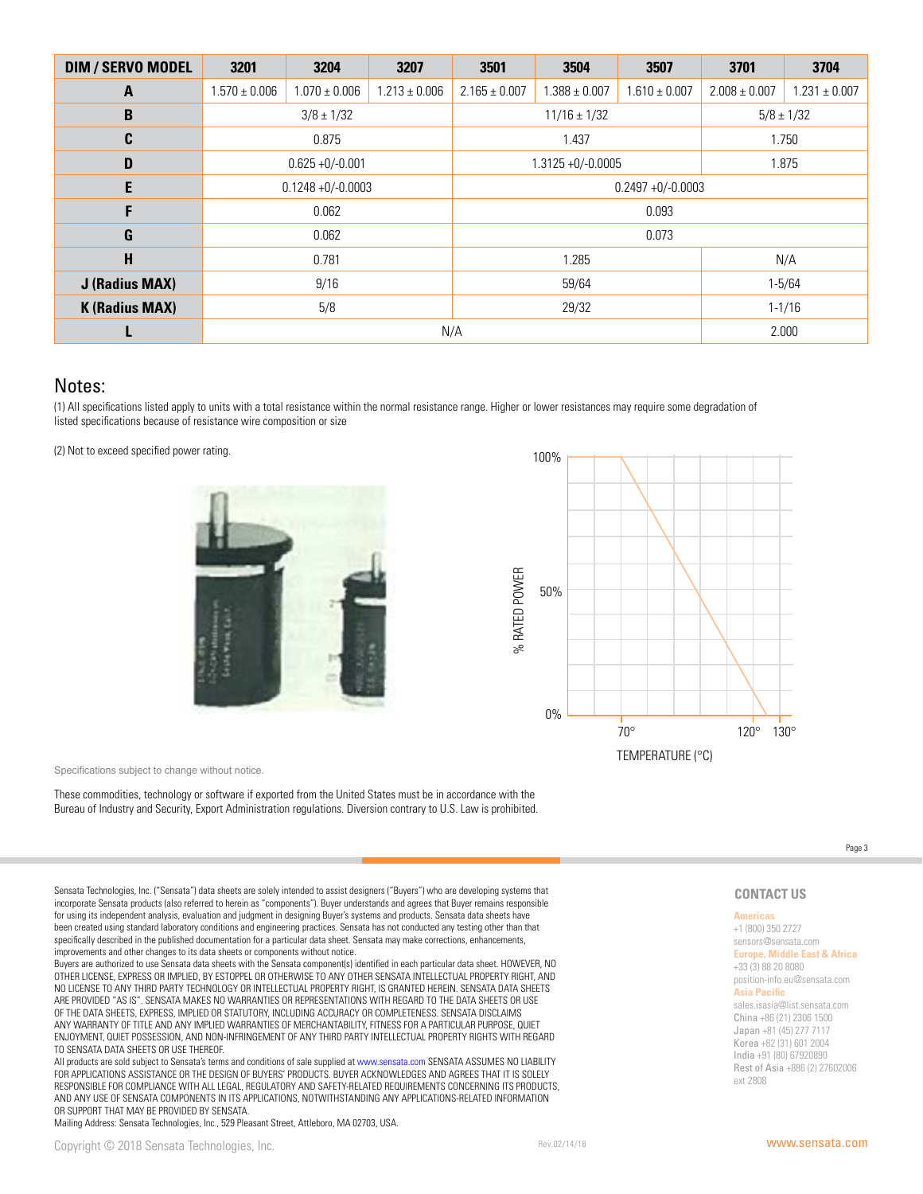| DIM / SERVO MODEL | 3201 | 3204 | 3207 | 3501 | 3504 | 3507 | 3701 | 3704 |
|---|---|---|---|---|---|---|---|---|
| **A** | 1.570 ± 0.006 | 1.070 ± 0.006 | 1.213 ± 0.006 | 2.165 ± 0.007 | 1.388 ± 0.007 | 1.610 ± 0.007 | 2.008 ± 0.007 | 1.231 ± 0.007 |
| **B** | 3/8 ± 1/32 | | | 11/16 ± 1/32 | | | 5/8 ± 1/32 | |
| **C** | 0.875 | | | 1.437 | | | 1.750 | |
| **D** | 0.625 +0/-0.001 | | | 1.3125 +0/-0.0005 | | | 1.875 | |
| **E** | 0.1248 +0/-0.0003 | | | 0.2497 +0/-0.0003 | | | | |
| **F** | 0.062 | | | 0.093 | | | | |
| **G** | 0.062 | | | 0.073 | | | | |
| **H** | 0.781 | | | 1.285 | | | N/A | |
| **J (Radius MAX)** | 9/16 | | | 59/64 | | | 1-5/64 | |
| **K (Radius MAX)** | 5/8 | | | 29/32 | | | 1-1/16 | |
| **L** | N/A | | | | | | 2.000 | |

## Notes:

(1) All specifications listed apply to units with a total resistance within the normal resistance range. Higher or lower resistances may require some degradation of listed specifications because of resistance wire composition or size

(2) Not to exceed specified power rating.

100%
50%
0%
% RATED POWER
70°
120°
130°
TEMPERATURE (°C)

Specifications subject to change without notice.

These commodities, technology or software if exported from the United States must be in accordance with the Bureau of Industry and Security, Export Administration regulations. Diversion contrary to U.S. Law is prohibited.

Sensata Technologies, Inc. ("Sensata") data sheets are solely intended to assist designers ("Buyers") who are developing systems that incorporate Sensata products (also referred to herein as "components"). Buyer understands and agrees that Buyer remains responsible for using its independent analysis, evaluation and judgment in designing Buyer's systems and products. Sensata data sheets have been created using standard laboratory conditions and engineering practices. Sensata has not conducted any testing other than that specifically described in the published documentation for a particular data sheet. Sensata may make corrections, enhancements, improvements and other changes to its data sheets or components without notice.

Buyers are authorized to use Sensata data sheets with the Sensata component(s) identified in each particular data sheet. HOWEVER, NO OTHER LICENSE, EXPRESS OR IMPLIED, BY ESTOPPEL OR OTHERWISE TO ANY OTHER SENSATA INTELLECTUAL PROPERTY RIGHT, AND NO LICENSE TO ANY THIRD PARTY TECHNOLOGY OR INTELLECTUAL PROPERTY RIGHT, IS GRANTED HEREIN. SENSATA DATA SHEETS ARE PROVIDED "AS IS". SENSATA MAKES NO WARRANTIES OR REPRESENTATIONS WITH REGARD TO THE DATA SHEETS OR USE OF THE DATA SHEETS, EXPRESS, IMPLIED OR STATUTORY, INCLUDING ACCURACY OR COMPLETENESS. SENSATA DISCLAIMS ANY WARRANTY OF TITLE AND ANY IMPLIED WARRANTIES OF MERCHANTABILITY, FITNESS FOR A PARTICULAR PURPOSE, QUIET ENJOYMENT, QUIET POSSESSION, AND NON-INFRINGEMENT OF ANY THIRD PARTY INTELLECTUAL PROPERTY RIGHTS WITH REGARD TO SENSATA DATA SHEETS OR USE THEREOF.

All products are sold subject to Sensata's terms and conditions of sale supplied at www.sensata.com SENSATA ASSUMES NO LIABILITY FOR APPLICATIONS ASSISTANCE OR THE DESIGN OF BUYERS' PRODUCTS. BUYER ACKNOWLEDGES AND AGREES THAT IT IS SOLELY RESPONSIBLE FOR COMPLIANCE WITH ALL LEGAL, REGULATORY AND SAFETY-RELATED REQUIREMENTS CONCERNING ITS PRODUCTS, AND ANY USE OF SENSATA COMPONENTS IN ITS APPLICATIONS, NOTWITHSTANDING ANY APPLICATIONS-RELATED INFORMATION OR SUPPORT THAT MAY BE PROVIDED BY SENSATA.

Mailing Address: Sensata Technologies, Inc., 529 Pleasant Street, Attleboro, MA 02703, USA.

### CONTACT US

**Americas**
+1 (800) 350 2727
sensors@sensata.com

**Europe, Middle East & Africa**
+33 (3) 88 20 8080
position-info.eu@sensata.com

**Asia Pacific**
sales.isasia@list.sensata.com
China +86 (21) 2306 1500
Japan +81 (45) 277 7117
Korea +82 (31) 601 2004
India +91 (80) 67920890
Rest of Asia +886 (2) 27602006 ext 2808

Copyright © 2018 Sensata Technologies, Inc.

Rev.02/14/18

www.sensata.com